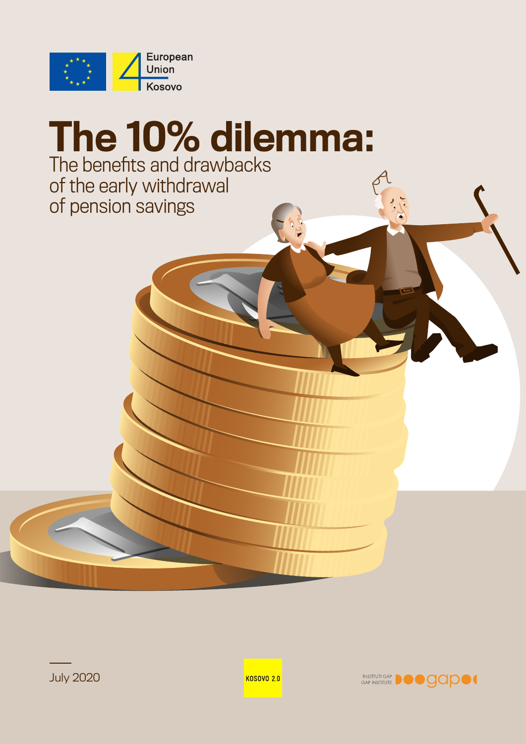European Union Kosovo

# The 10% dilemma:

## The benefits and drawbacks of the early withdrawal of pension savings

July 2020

KOSOVO 2.0

INSTITUTI GAP
GAP INSTITUTE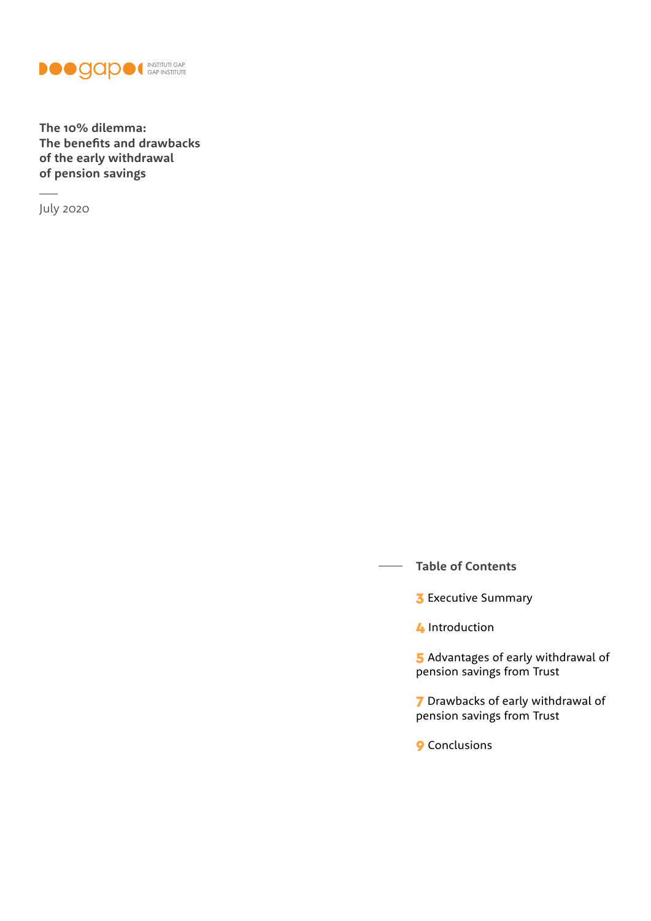INSTITUTI GAP
GAP INSTITUTE

# The 10% dilemma: The benefits and drawbacks of the early withdrawal of pension savings

July 2020

## Table of Contents

3 Executive Summary

4 Introduction

5 Advantages of early withdrawal of pension savings from Trust

7 Drawbacks of early withdrawal of pension savings from Trust

9 Conclusions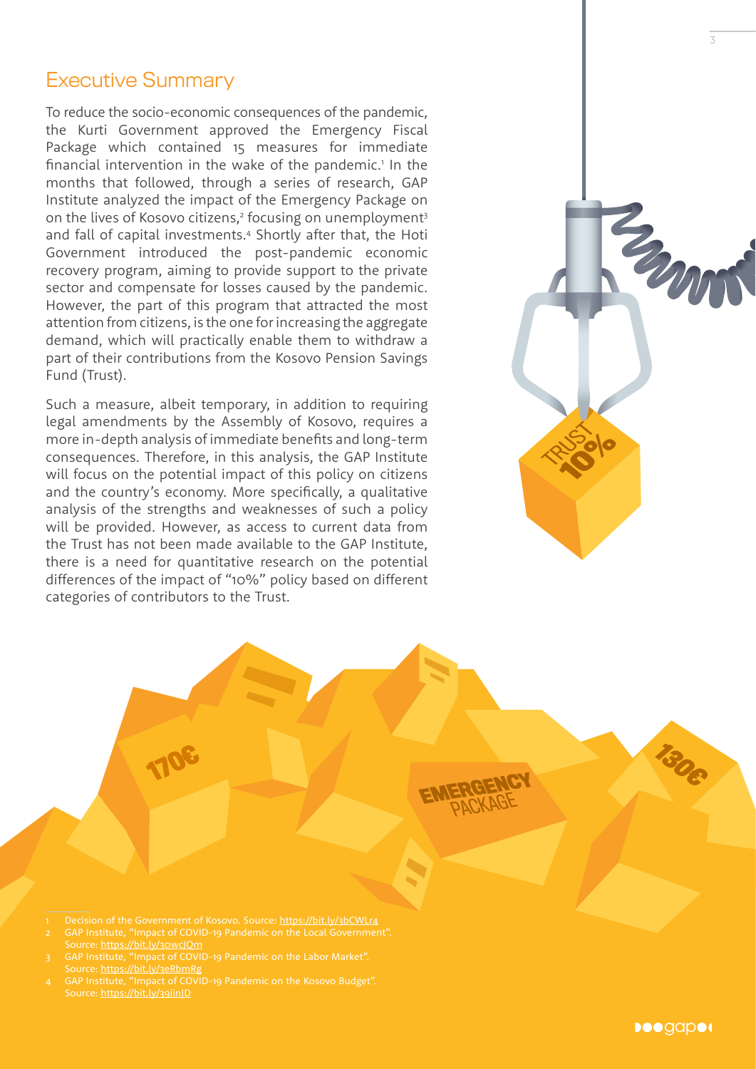## Executive Summary

To reduce the socio-economic consequences of the pandemic, the Kurti Government approved the Emergency Fiscal Package which contained 15 measures for immediate financial intervention in the wake of the pandemic.[1] In the months that followed, through a series of research, GAP Institute analyzed the impact of the Emergency Package on on the lives of Kosovo citizens,[2] focusing on unemployment[3] and fall of capital investments.[4] Shortly after that, the Hoti Government introduced the post-pandemic economic recovery program, aiming to provide support to the private sector and compensate for losses caused by the pandemic. However, the part of this program that attracted the most attention from citizens, is the one for increasing the aggregate demand, which will practically enable them to withdraw a part of their contributions from the Kosovo Pension Savings Fund (Trust).

Such a measure, albeit temporary, in addition to requiring legal amendments by the Assembly of Kosovo, requires a more in-depth analysis of immediate benefits and long-term consequences. Therefore, in this analysis, the GAP Institute will focus on the potential impact of this policy on citizens and the country's economy. More specifically, a qualitative analysis of the strengths and weaknesses of such a policy will be provided. However, as access to current data from the Trust has not been made available to the GAP Institute, there is a need for quantitative research on the potential differences of the impact of "10%" policy based on different categories of contributors to the Trust.

1 Decision of the Government of Kosovo. Source: https://bit.ly/3bCWLr4
2 GAP Institute, "Impact of COVID-19 Pandemic on the Local Government". Source: https://bit.ly/30wcJQm
3 GAP Institute, "Impact of COVID-19 Pandemic on the Labor Market". Source: https://bit.ly/3eRbmRg
4 GAP Institute, "Impact of COVID-19 Pandemic on the Kosovo Budget". Source: https://bit.ly/39iinJD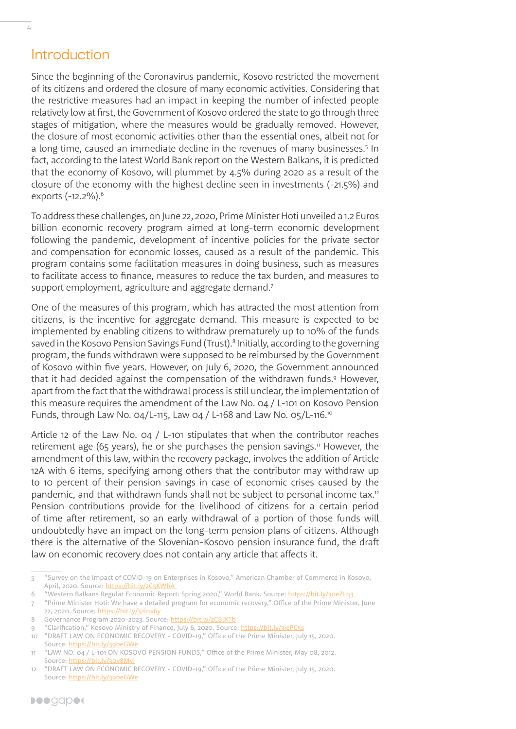# Introduction

Since the beginning of the Coronavirus pandemic, Kosovo restricted the movement of its citizens and ordered the closure of many economic activities. Considering that the restrictive measures had an impact in keeping the number of infected people relatively low at first, the Government of Kosovo ordered the state to go through three stages of mitigation, where the measures would be gradually removed. However, the closure of most economic activities other than the essential ones, albeit not for a long time, caused an immediate decline in the revenues of many businesses.[5] In fact, according to the latest World Bank report on the Western Balkans, it is predicted that the economy of Kosovo, will plummet by 4.5% during 2020 as a result of the closure of the economy with the highest decline seen in investments (-21.5%) and exports (-12.2%).[6]

To address these challenges, on June 22, 2020, Prime Minister Hoti unveiled a 1.2 Euros billion economic recovery program aimed at long-term economic development following the pandemic, development of incentive policies for the private sector and compensation for economic losses, caused as a result of the pandemic. This program contains some facilitation measures in doing business, such as measures to facilitate access to finance, measures to reduce the tax burden, and measures to support employment, agriculture and aggregate demand.[7]

One of the measures of this program, which has attracted the most attention from citizens, is the incentive for aggregate demand. This measure is expected to be implemented by enabling citizens to withdraw prematurely up to 10% of the funds saved in the Kosovo Pension Savings Fund (Trust).[8] Initially, according to the governing program, the funds withdrawn were supposed to be reimbursed by the Government of Kosovo within five years. However, on July 6, 2020, the Government announced that it had decided against the compensation of the withdrawn funds.[9] However, apart from the fact that the withdrawal process is still unclear, the implementation of this measure requires the amendment of the Law No. 04 / L-101 on Kosovo Pension Funds, through Law No. 04/L-115, Law 04 / L-168 and Law No. 05/L-116.[10]

Article 12 of the Law No. 04 / L-101 stipulates that when the contributor reaches retirement age (65 years), he or she purchases the pension savings.[11] However, the amendment of this law, within the recovery package, involves the addition of Article 12A with 6 items, specifying among others that the contributor may withdraw up to 10 percent of their pension savings in case of economic crises caused by the pandemic, and that withdrawn funds shall not be subject to personal income tax.[12] Pension contributions provide for the livelihood of citizens for a certain period of time after retirement, so an early withdrawal of a portion of those funds will undoubtedly have an impact on the long-term pension plans of citizens. Although there is the alternative of the Slovenian-Kosovo pension insurance fund, the draft law on economic recovery does not contain any article that affects it.

---

5 "Survey on the Impact of COVID-19 on Enterprises in Kosovo," American Chamber of Commerce in Kosovo, April, 2020. Source: https://bit.ly/2C5KWhA

6 "Western Balkans Regular Economic Report: Spring 2020," World Bank. Source: https://bit.ly/30eZLq3

7 "Prime Minister Hoti: We have a detailed program for economic recovery," Office of the Prime Minister, June 22, 2020. Source: https://bit.ly/32lnx6y

8 Governance Program 2020-2023. Source: https://bit.ly/2CBlXTb

9 "Clarification," Kosovo Ministry of Finance, July 6, 2020. Source: https://bit.ly/3jePC5s

10 "DRAFT LAW ON ECONOMIC RECOVERY - COVID-19," Office of the Prime Minister, July 15, 2020. Source: https://bit.ly/39beGWe

11 "LAW NO. 04 / L-101 ON KOSOVO PENSION FUNDS," Office of the Prime Minister, May 08, 2012. Source: https://bit.ly/30v8Mvj

12 "DRAFT LAW ON ECONOMIC RECOVERY - COVID-19," Office of the Prime Minister, July 15, 2020. Source: https://bit.ly/39beGWe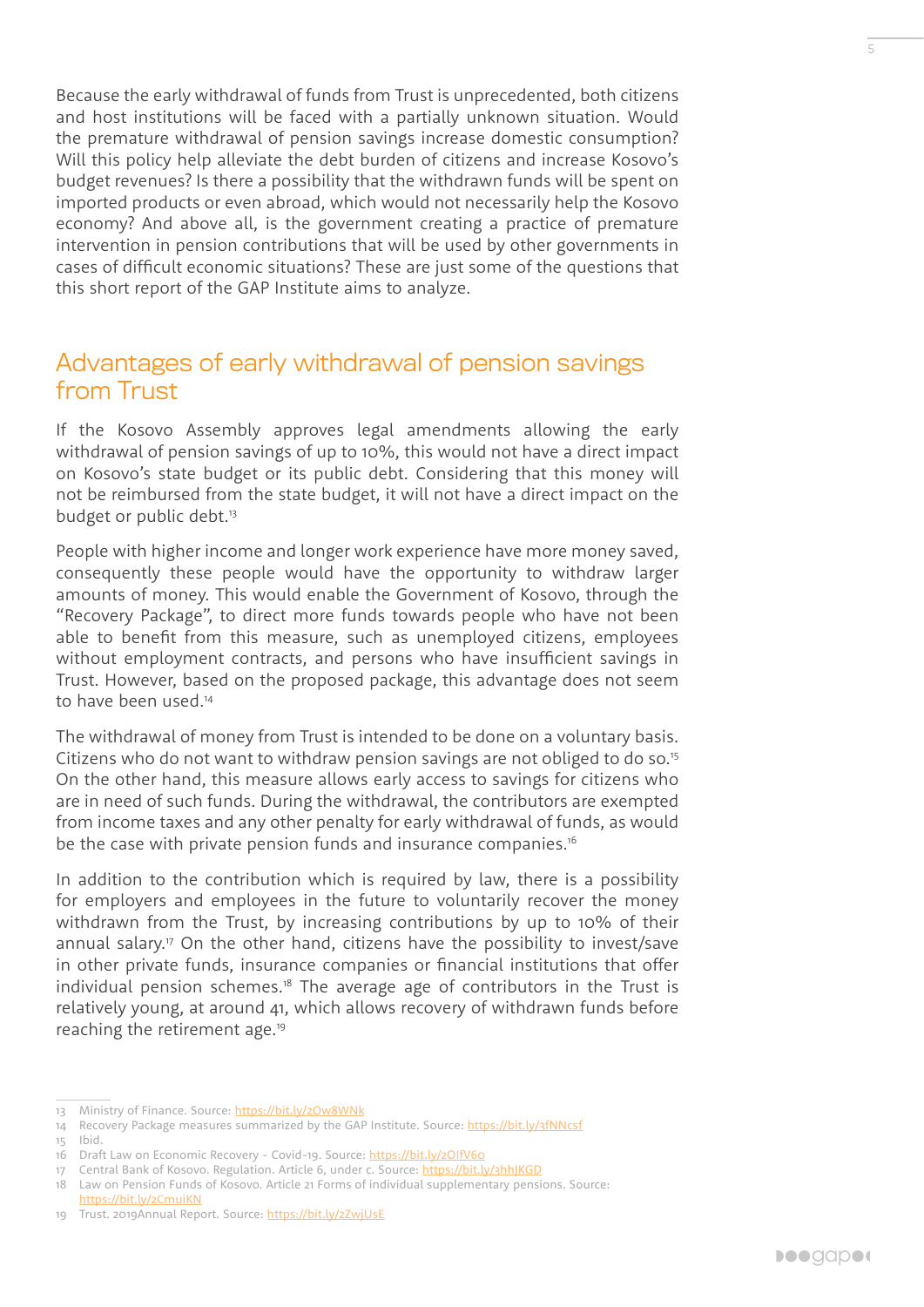Because the early withdrawal of funds from Trust is unprecedented, both citizens and host institutions will be faced with a partially unknown situation. Would the premature withdrawal of pension savings increase domestic consumption? Will this policy help alleviate the debt burden of citizens and increase Kosovo's budget revenues? Is there a possibility that the withdrawn funds will be spent on imported products or even abroad, which would not necessarily help the Kosovo economy? And above all, is the government creating a practice of premature intervention in pension contributions that will be used by other governments in cases of difficult economic situations? These are just some of the questions that this short report of the GAP Institute aims to analyze.

## Advantages of early withdrawal of pension savings from Trust

If the Kosovo Assembly approves legal amendments allowing the early withdrawal of pension savings of up to 10%, this would not have a direct impact on Kosovo's state budget or its public debt. Considering that this money will not be reimbursed from the state budget, it will not have a direct impact on the budget or public debt.[13]

People with higher income and longer work experience have more money saved, consequently these people would have the opportunity to withdraw larger amounts of money. This would enable the Government of Kosovo, through the "Recovery Package", to direct more funds towards people who have not been able to benefit from this measure, such as unemployed citizens, employees without employment contracts, and persons who have insufficient savings in Trust. However, based on the proposed package, this advantage does not seem to have been used.[14]

The withdrawal of money from Trust is intended to be done on a voluntary basis. Citizens who do not want to withdraw pension savings are not obliged to do so.[15] On the other hand, this measure allows early access to savings for citizens who are in need of such funds. During the withdrawal, the contributors are exempted from income taxes and any other penalty for early withdrawal of funds, as would be the case with private pension funds and insurance companies.[16]

In addition to the contribution which is required by law, there is a possibility for employers and employees in the future to voluntarily recover the money withdrawn from the Trust, by increasing contributions by up to 10% of their annual salary.[17] On the other hand, citizens have the possibility to invest/save in other private funds, insurance companies or financial institutions that offer individual pension schemes.[18] The average age of contributors in the Trust is relatively young, at around 41, which allows recovery of withdrawn funds before reaching the retirement age.[19]

---

13 Ministry of Finance. Source: https://bit.ly/2Ow8WNk
14 Recovery Package measures summarized by the GAP Institute. Source: https://bit.ly/3fNNcsf
15 Ibid.
16 Draft Law on Economic Recovery - Covid-19. Source: https://bit.ly/2OlfV6o
17 Central Bank of Kosovo. Regulation. Article 6, under c. Source: https://bit.ly/3hhJKGD
18 Law on Pension Funds of Kosovo. Article 21 Forms of individual supplementary pensions. Source: https://bit.ly/2CmuiKN
19 Trust. 2019Annual Report. Source: https://bit.ly/2ZwjUsE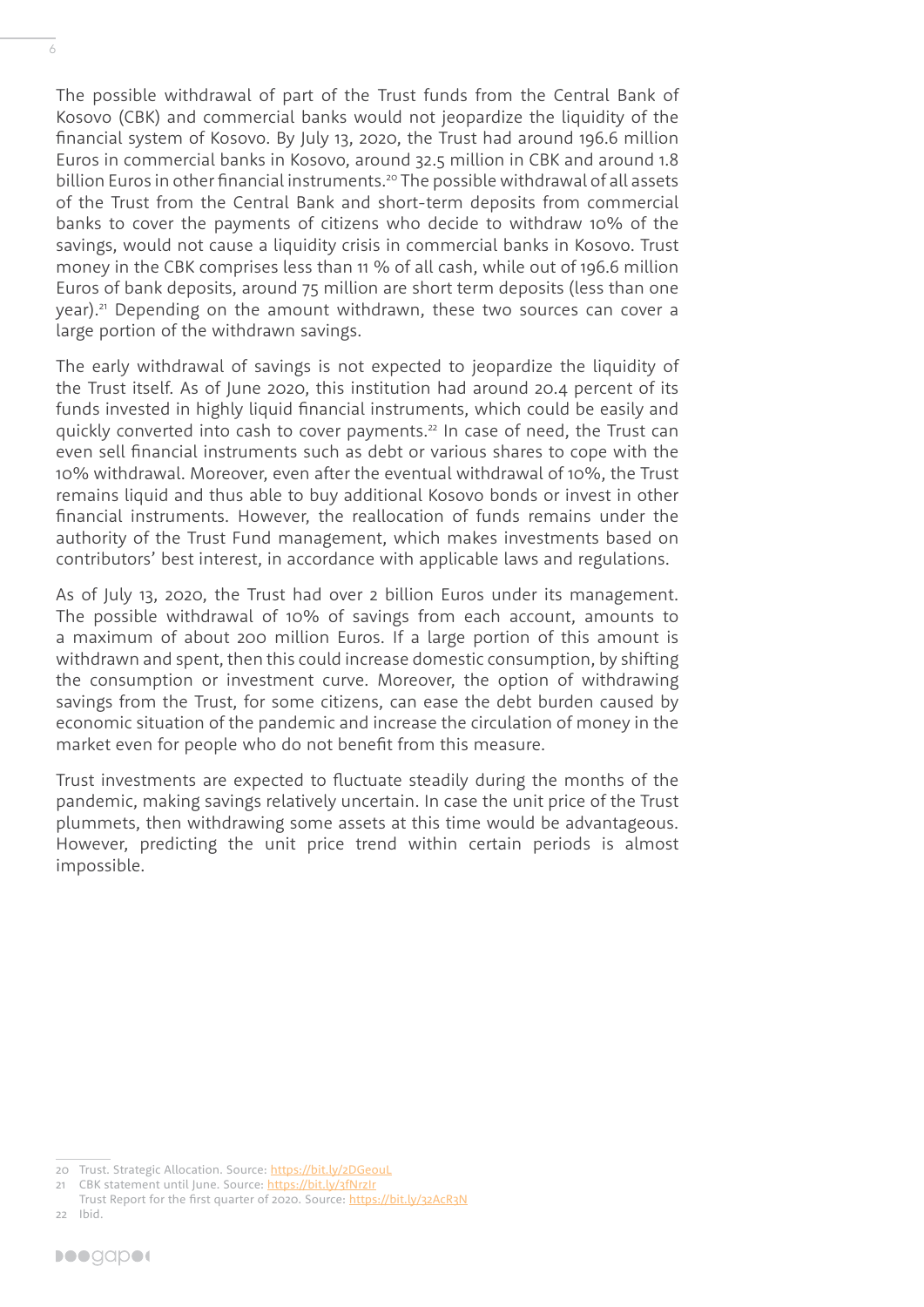The possible withdrawal of part of the Trust funds from the Central Bank of Kosovo (CBK) and commercial banks would not jeopardize the liquidity of the financial system of Kosovo. By July 13, 2020, the Trust had around 196.6 million Euros in commercial banks in Kosovo, around 32.5 million in CBK and around 1.8 billion Euros in other financial instruments.[20] The possible withdrawal of all assets of the Trust from the Central Bank and short-term deposits from commercial banks to cover the payments of citizens who decide to withdraw 10% of the savings, would not cause a liquidity crisis in commercial banks in Kosovo. Trust money in the CBK comprises less than 11 % of all cash, while out of 196.6 million Euros of bank deposits, around 75 million are short term deposits (less than one year).[21] Depending on the amount withdrawn, these two sources can cover a large portion of the withdrawn savings.

The early withdrawal of savings is not expected to jeopardize the liquidity of the Trust itself. As of June 2020, this institution had around 20.4 percent of its funds invested in highly liquid financial instruments, which could be easily and quickly converted into cash to cover payments.[22] In case of need, the Trust can even sell financial instruments such as debt or various shares to cope with the 10% withdrawal. Moreover, even after the eventual withdrawal of 10%, the Trust remains liquid and thus able to buy additional Kosovo bonds or invest in other financial instruments. However, the reallocation of funds remains under the authority of the Trust Fund management, which makes investments based on contributors' best interest, in accordance with applicable laws and regulations.

As of July 13, 2020, the Trust had over 2 billion Euros under its management. The possible withdrawal of 10% of savings from each account, amounts to a maximum of about 200 million Euros. If a large portion of this amount is withdrawn and spent, then this could increase domestic consumption, by shifting the consumption or investment curve. Moreover, the option of withdrawing savings from the Trust, for some citizens, can ease the debt burden caused by economic situation of the pandemic and increase the circulation of money in the market even for people who do not benefit from this measure.

Trust investments are expected to fluctuate steadily during the months of the pandemic, making savings relatively uncertain. In case the unit price of the Trust plummets, then withdrawing some assets at this time would be advantageous. However, predicting the unit price trend within certain periods is almost impossible.

---

20 Trust. Strategic Allocation. Source: https://bit.ly/2DGeouL

21 CBK statement until June. Source: https://bit.ly/3fNrzlr
Trust Report for the first quarter of 2020. Source: https://bit.ly/32AcR3N

22 Ibid.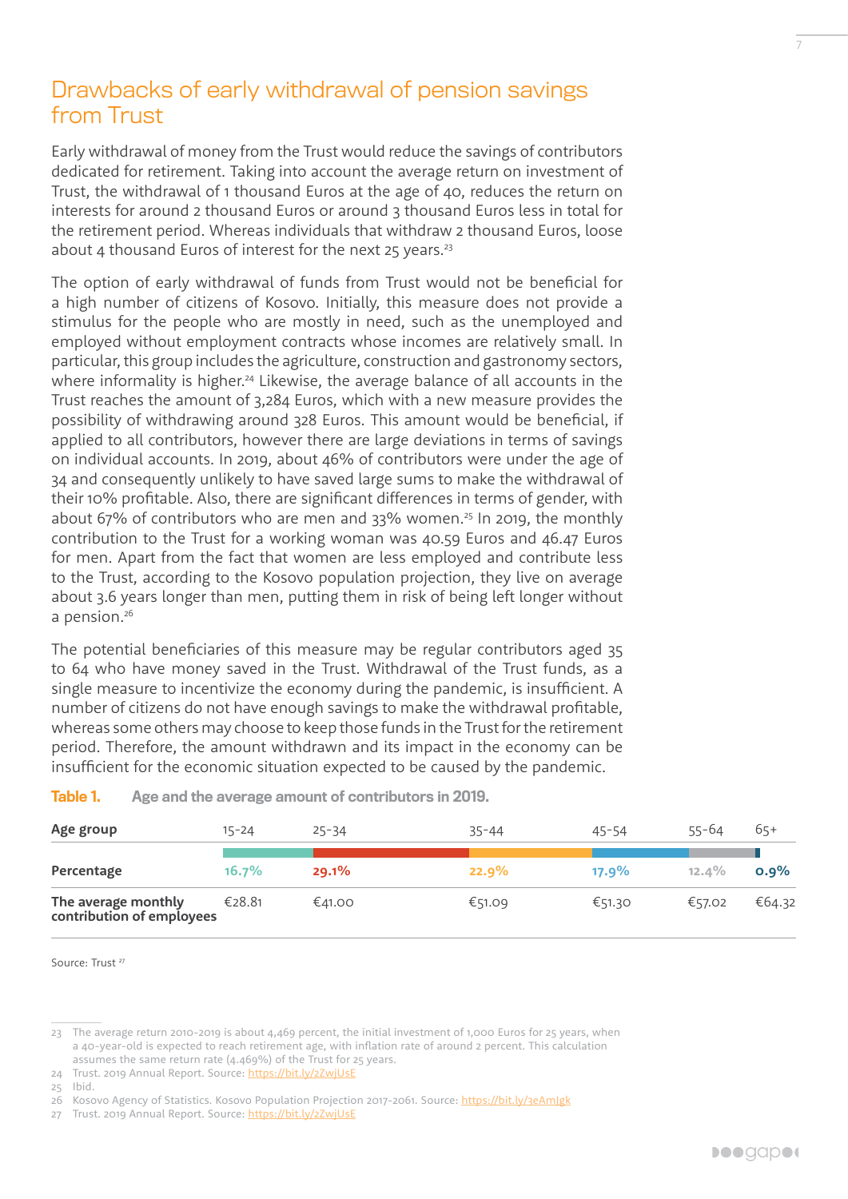## Drawbacks of early withdrawal of pension savings from Trust

Early withdrawal of money from the Trust would reduce the savings of contributors dedicated for retirement. Taking into account the average return on investment of Trust, the withdrawal of 1 thousand Euros at the age of 40, reduces the return on interests for around 2 thousand Euros or around 3 thousand Euros less in total for the retirement period. Whereas individuals that withdraw 2 thousand Euros, loose about 4 thousand Euros of interest for the next 25 years.[23]

The option of early withdrawal of funds from Trust would not be beneficial for a high number of citizens of Kosovo. Initially, this measure does not provide a stimulus for the people who are mostly in need, such as the unemployed and employed without employment contracts whose incomes are relatively small. In particular, this group includes the agriculture, construction and gastronomy sectors, where informality is higher.[24] Likewise, the average balance of all accounts in the Trust reaches the amount of 3,284 Euros, which with a new measure provides the possibility of withdrawing around 328 Euros. This amount would be beneficial, if applied to all contributors, however there are large deviations in terms of savings on individual accounts. In 2019, about 46% of contributors were under the age of 34 and consequently unlikely to have saved large sums to make the withdrawal of their 10% profitable. Also, there are significant differences in terms of gender, with about 67% of contributors who are men and 33% women.[25] In 2019, the monthly contribution to the Trust for a working woman was 40.59 Euros and 46.47 Euros for men. Apart from the fact that women are less employed and contribute less to the Trust, according to the Kosovo population projection, they live on average about 3.6 years longer than men, putting them in risk of being left longer without a pension.[26]

The potential beneficiaries of this measure may be regular contributors aged 35 to 64 who have money saved in the Trust. Withdrawal of the Trust funds, as a single measure to incentivize the economy during the pandemic, is insufficient. A number of citizens do not have enough savings to make the withdrawal profitable, whereas some others may choose to keep those funds in the Trust for the retirement period. Therefore, the amount withdrawn and its impact in the economy can be insufficient for the economic situation expected to be caused by the pandemic.

**Table 1.** Age and the average amount of contributors in 2019.

| Age group | 15-24 | 25-34 | 35-44 | 45-54 | 55-64 | 65+ |
|---|---|---|---|---|---|---|
| Percentage | 16.7% | 29.1% | 22.9% | 17.9% | 12.4% | 0.9% |
| The average monthly contribution of employees | €28.81 | €41.00 | €51.09 | €51.30 | €57.02 | €64.32 |

Source: Trust[27]

---

23 The average return 2010-2019 is about 4,469 percent, the initial investment of 1,000 Euros for 25 years, when a 40-year-old is expected to reach retirement age, with inflation rate of around 2 percent. This calculation assumes the same return rate (4.469%) of the Trust for 25 years.

24 Trust. 2019 Annual Report. Source: https://bit.ly/2ZwjUsE

25 Ibid.

26 Kosovo Agency of Statistics. Kosovo Population Projection 2017-2061. Source: https://bit.ly/3eAmJgk

27 Trust. 2019 Annual Report. Source: https://bit.ly/2ZwjUsE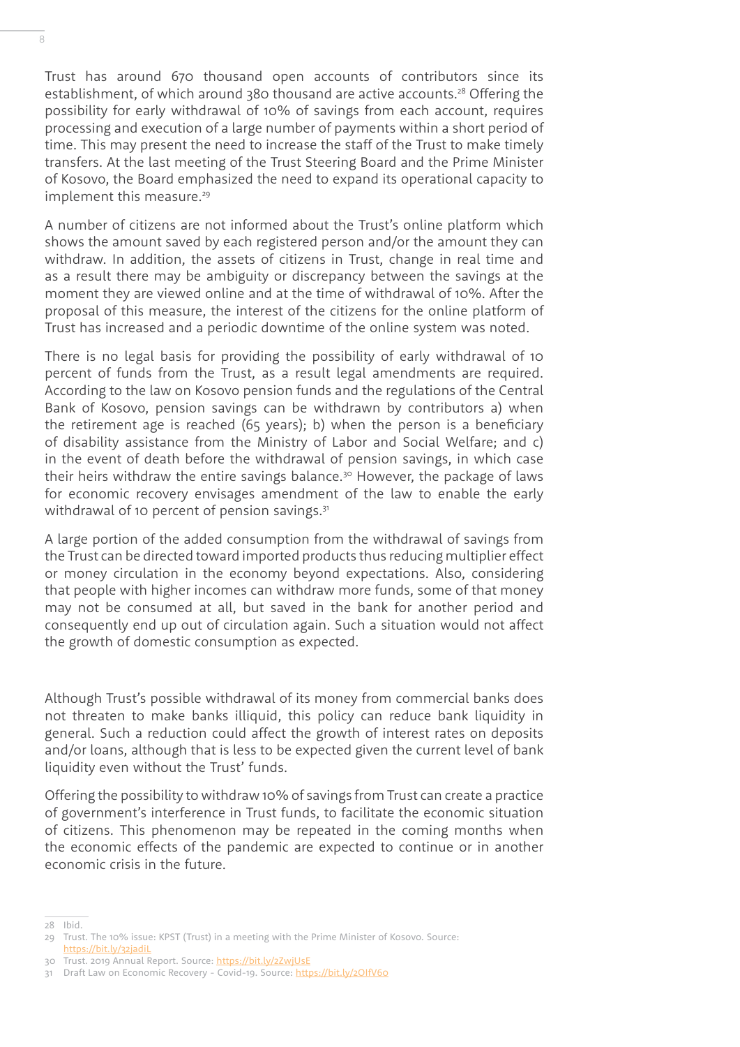Trust has around 670 thousand open accounts of contributors since its establishment, of which around 380 thousand are active accounts.[28] Offering the possibility for early withdrawal of 10% of savings from each account, requires processing and execution of a large number of payments within a short period of time. This may present the need to increase the staff of the Trust to make timely transfers. At the last meeting of the Trust Steering Board and the Prime Minister of Kosovo, the Board emphasized the need to expand its operational capacity to implement this measure.[29]

A number of citizens are not informed about the Trust's online platform which shows the amount saved by each registered person and/or the amount they can withdraw. In addition, the assets of citizens in Trust, change in real time and as a result there may be ambiguity or discrepancy between the savings at the moment they are viewed online and at the time of withdrawal of 10%. After the proposal of this measure, the interest of the citizens for the online platform of Trust has increased and a periodic downtime of the online system was noted.

There is no legal basis for providing the possibility of early withdrawal of 10 percent of funds from the Trust, as a result legal amendments are required. According to the law on Kosovo pension funds and the regulations of the Central Bank of Kosovo, pension savings can be withdrawn by contributors a) when the retirement age is reached (65 years); b) when the person is a beneficiary of disability assistance from the Ministry of Labor and Social Welfare; and c) in the event of death before the withdrawal of pension savings, in which case their heirs withdraw the entire savings balance.[30] However, the package of laws for economic recovery envisages amendment of the law to enable the early withdrawal of 10 percent of pension savings.[31]

A large portion of the added consumption from the withdrawal of savings from the Trust can be directed toward imported products thus reducing multiplier effect or money circulation in the economy beyond expectations. Also, considering that people with higher incomes can withdraw more funds, some of that money may not be consumed at all, but saved in the bank for another period and consequently end up out of circulation again. Such a situation would not affect the growth of domestic consumption as expected.

Although Trust's possible withdrawal of its money from commercial banks does not threaten to make banks illiquid, this policy can reduce bank liquidity in general. Such a reduction could affect the growth of interest rates on deposits and/or loans, although that is less to be expected given the current level of bank liquidity even without the Trust' funds.

Offering the possibility to withdraw 10% of savings from Trust can create a practice of government's interference in Trust funds, to facilitate the economic situation of citizens. This phenomenon may be repeated in the coming months when the economic effects of the pandemic are expected to continue or in another economic crisis in the future.

---

28 Ibid.

29 Trust. The 10% issue: KPST (Trust) in a meeting with the Prime Minister of Kosovo. Source: https://bit.ly/32jadiL

30 Trust. 2019 Annual Report. Source: https://bit.ly/2ZwjUsE

31 Draft Law on Economic Recovery - Covid-19. Source: https://bit.ly/2OIfV6o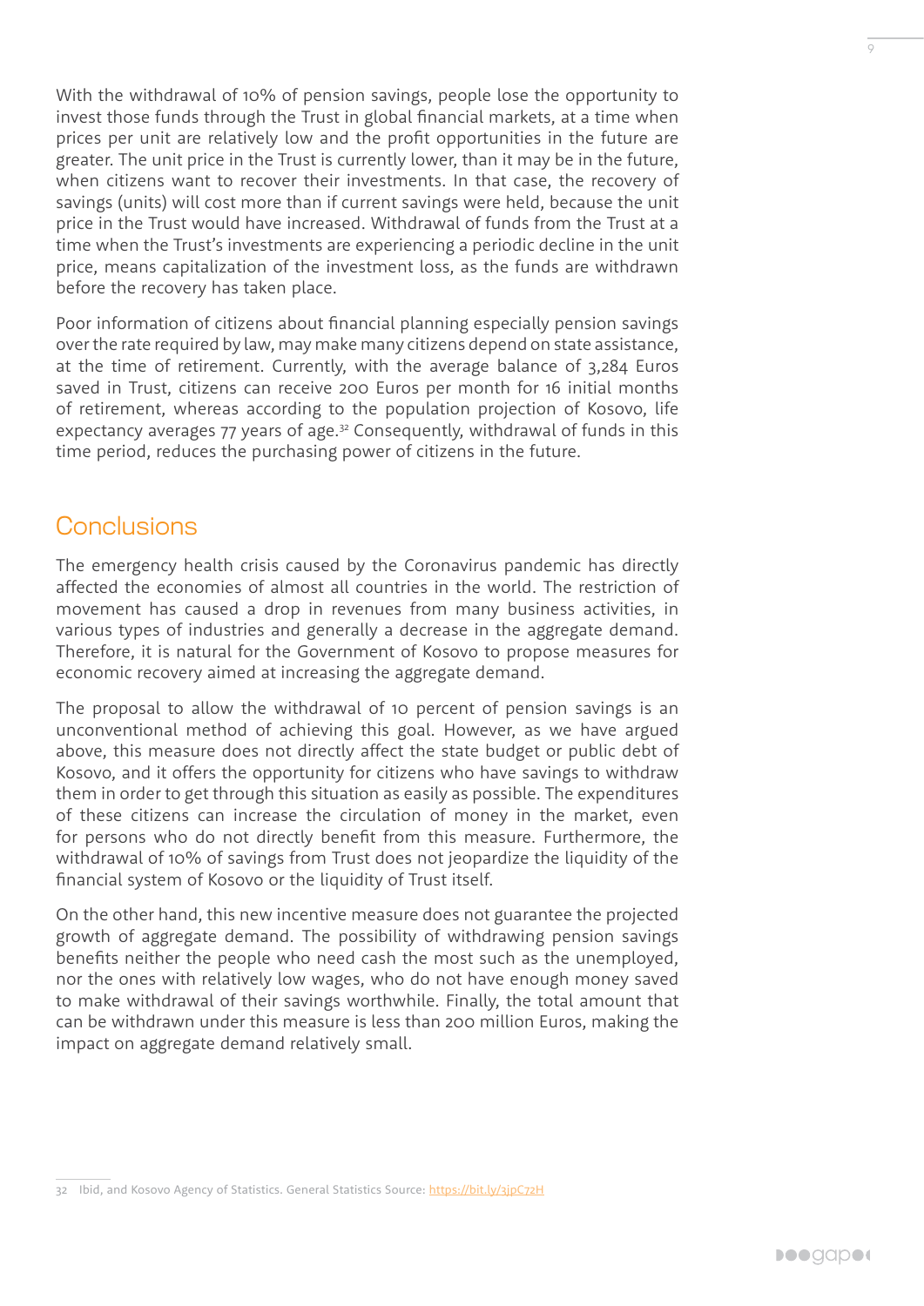With the withdrawal of 10% of pension savings, people lose the opportunity to invest those funds through the Trust in global financial markets, at a time when prices per unit are relatively low and the profit opportunities in the future are greater. The unit price in the Trust is currently lower, than it may be in the future, when citizens want to recover their investments. In that case, the recovery of savings (units) will cost more than if current savings were held, because the unit price in the Trust would have increased. Withdrawal of funds from the Trust at a time when the Trust's investments are experiencing a periodic decline in the unit price, means capitalization of the investment loss, as the funds are withdrawn before the recovery has taken place.

Poor information of citizens about financial planning especially pension savings over the rate required by law, may make many citizens depend on state assistance, at the time of retirement. Currently, with the average balance of 3,284 Euros saved in Trust, citizens can receive 200 Euros per month for 16 initial months of retirement, whereas according to the population projection of Kosovo, life expectancy averages 77 years of age.[32] Consequently, withdrawal of funds in this time period, reduces the purchasing power of citizens in the future.

## Conclusions

The emergency health crisis caused by the Coronavirus pandemic has directly affected the economies of almost all countries in the world. The restriction of movement has caused a drop in revenues from many business activities, in various types of industries and generally a decrease in the aggregate demand. Therefore, it is natural for the Government of Kosovo to propose measures for economic recovery aimed at increasing the aggregate demand.

The proposal to allow the withdrawal of 10 percent of pension savings is an unconventional method of achieving this goal. However, as we have argued above, this measure does not directly affect the state budget or public debt of Kosovo, and it offers the opportunity for citizens who have savings to withdraw them in order to get through this situation as easily as possible. The expenditures of these citizens can increase the circulation of money in the market, even for persons who do not directly benefit from this measure. Furthermore, the withdrawal of 10% of savings from Trust does not jeopardize the liquidity of the financial system of Kosovo or the liquidity of Trust itself.

On the other hand, this new incentive measure does not guarantee the projected growth of aggregate demand. The possibility of withdrawing pension savings benefits neither the people who need cash the most such as the unemployed, nor the ones with relatively low wages, who do not have enough money saved to make withdrawal of their savings worthwhile. Finally, the total amount that can be withdrawn under this measure is less than 200 million Euros, making the impact on aggregate demand relatively small.

---

32 Ibid, and Kosovo Agency of Statistics. General Statistics Source: https://bit.ly/3jpC72H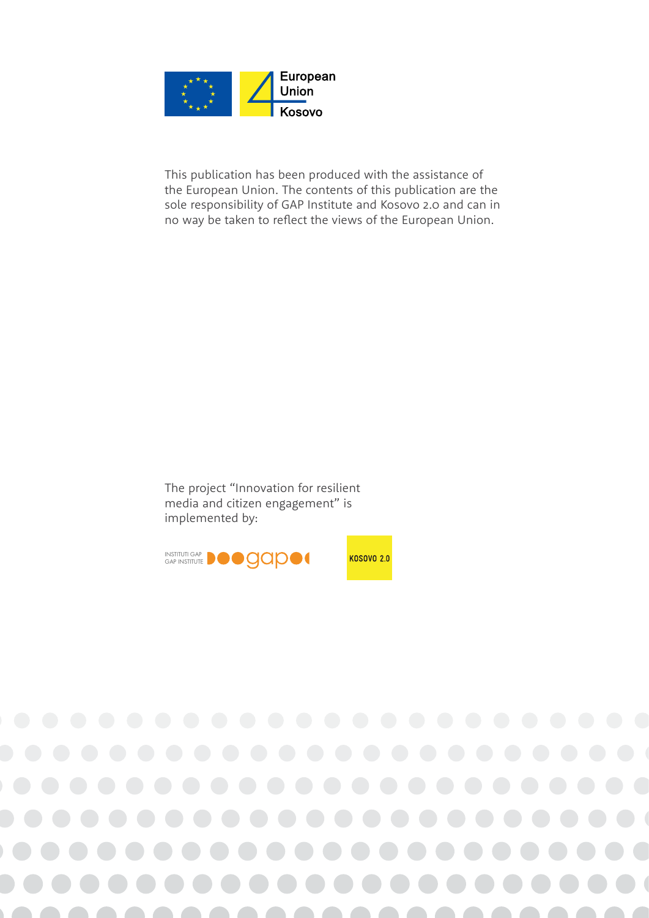European Union Kosovo

This publication has been produced with the assistance of the European Union. The contents of this publication are the sole responsibility of GAP Institute and Kosovo 2.0 and can in no way be taken to reflect the views of the European Union.

The project "Innovation for resilient media and citizen engagement" is implemented by:

INSTITUTI GAP GAP INSTITUTE gap

KOSOVO 2.0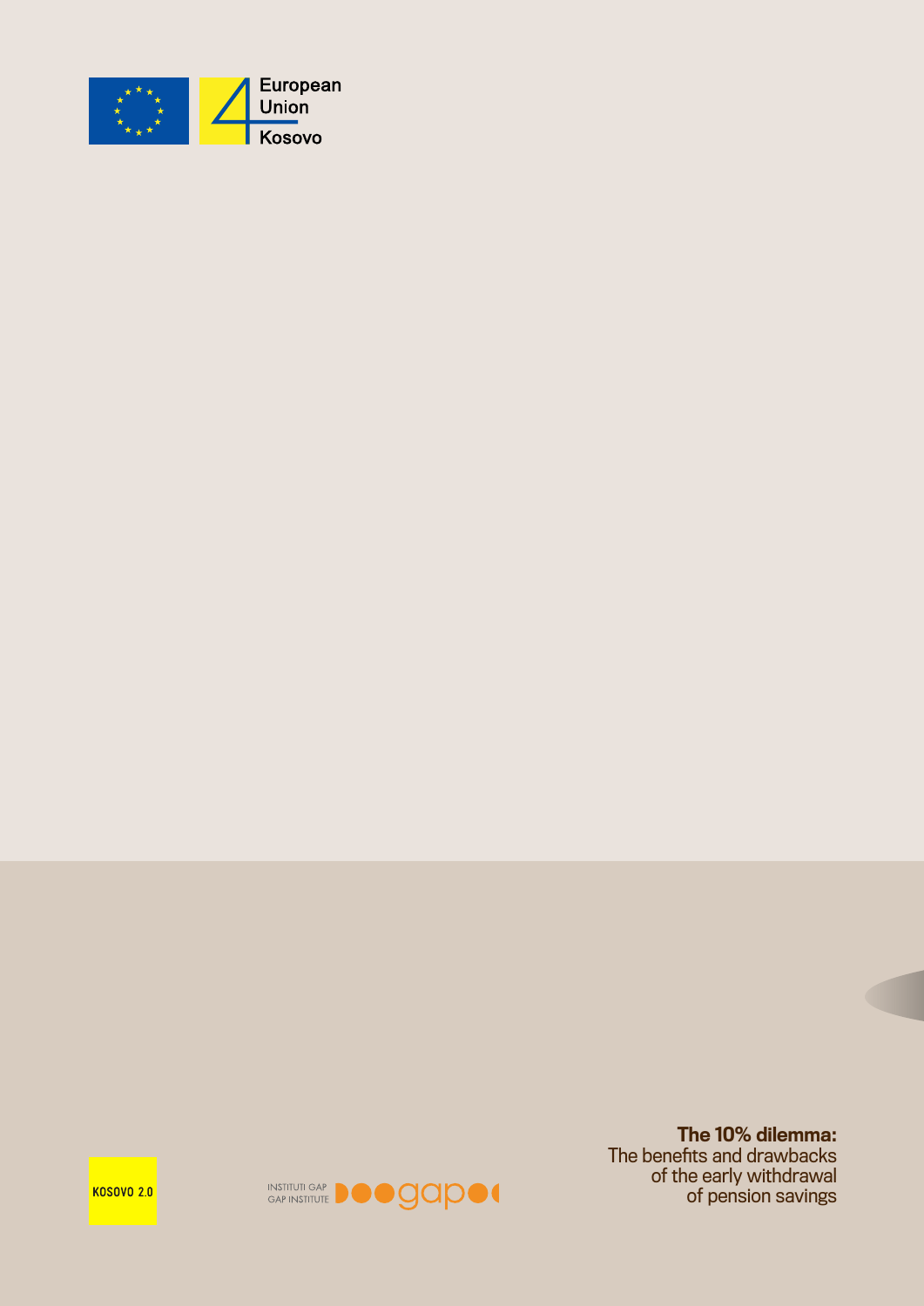European Union Kosovo

KOSOVO 2.0

INSTITUTI GAP
GAP INSTITUTE

**The 10% dilemma:**
The benefits and drawbacks of the early withdrawal of pension savings